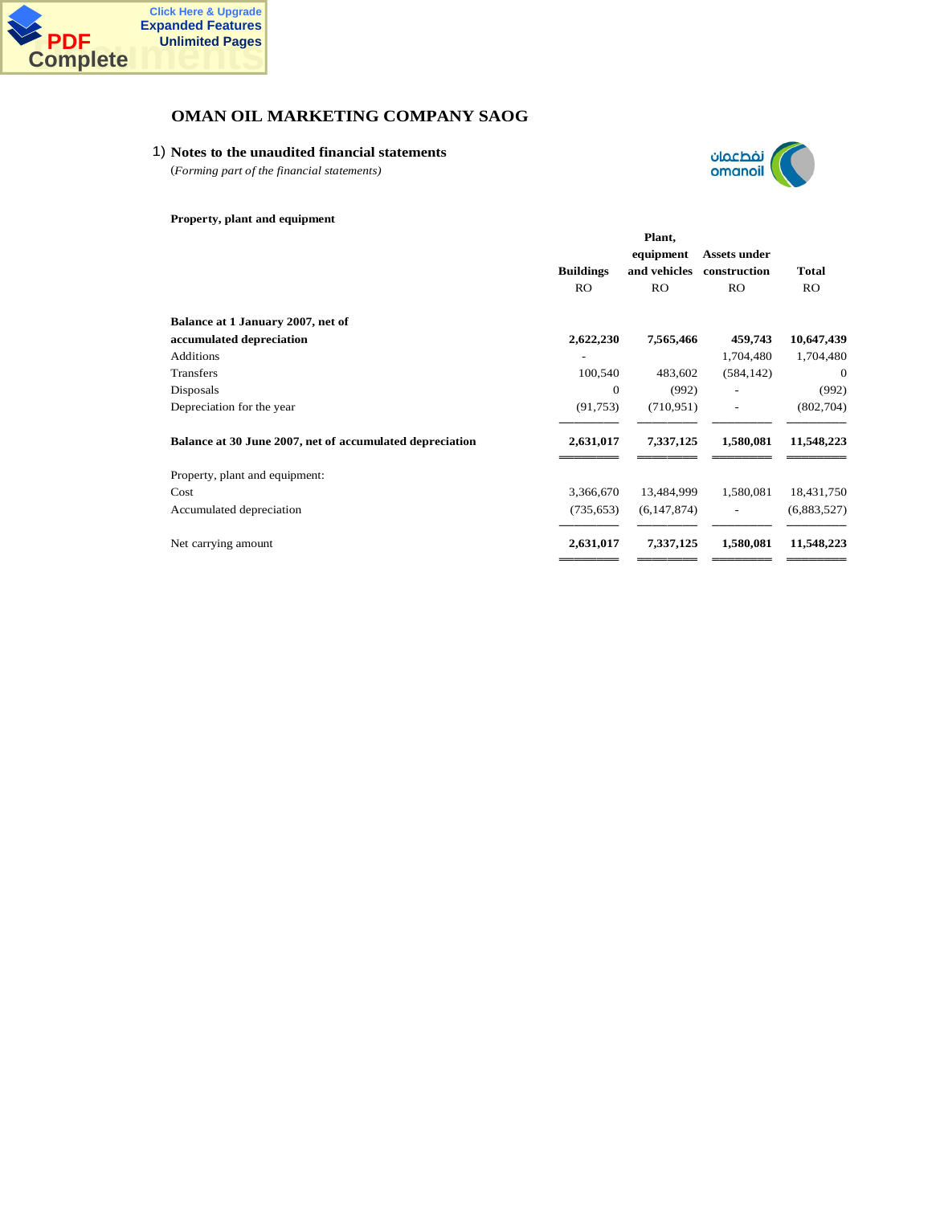# OMAN OIL MARKETING COMPANY SAOG

## 1) Notes to the unaudited financial statements

*(Forming part of the financial statements)*

**Property, plant and equipment**

| | Buildings | Plant, equipment and vehicles | Assets under construction | Total |
|---|---|---|---|---|
| | RO | RO | RO | RO |
| **Balance at 1 January 2007, net of accumulated depreciation** | **2,622,230** | **7,565,466** | **459,743** | **10,647,439** |
| Additions | - | | 1,704,480 | 1,704,480 |
| Transfers | 100,540 | 483,602 | (584,142) | 0 |
| Disposals | 0 | (992) | - | (992) |
| Depreciation for the year | (91,753) | (710,951) | - | (802,704) |
| **Balance at 30 June 2007, net of accumulated depreciation** | **2,631,017** | **7,337,125** | **1,580,081** | **11,548,223** |
| Property, plant and equipment: | | | | |
| Cost | 3,366,670 | 13,484,999 | 1,580,081 | 18,431,750 |
| Accumulated depreciation | (735,653) | (6,147,874) | - | (6,883,527) |
| Net carrying amount | **2,631,017** | **7,337,125** | **1,580,081** | **11,548,223** |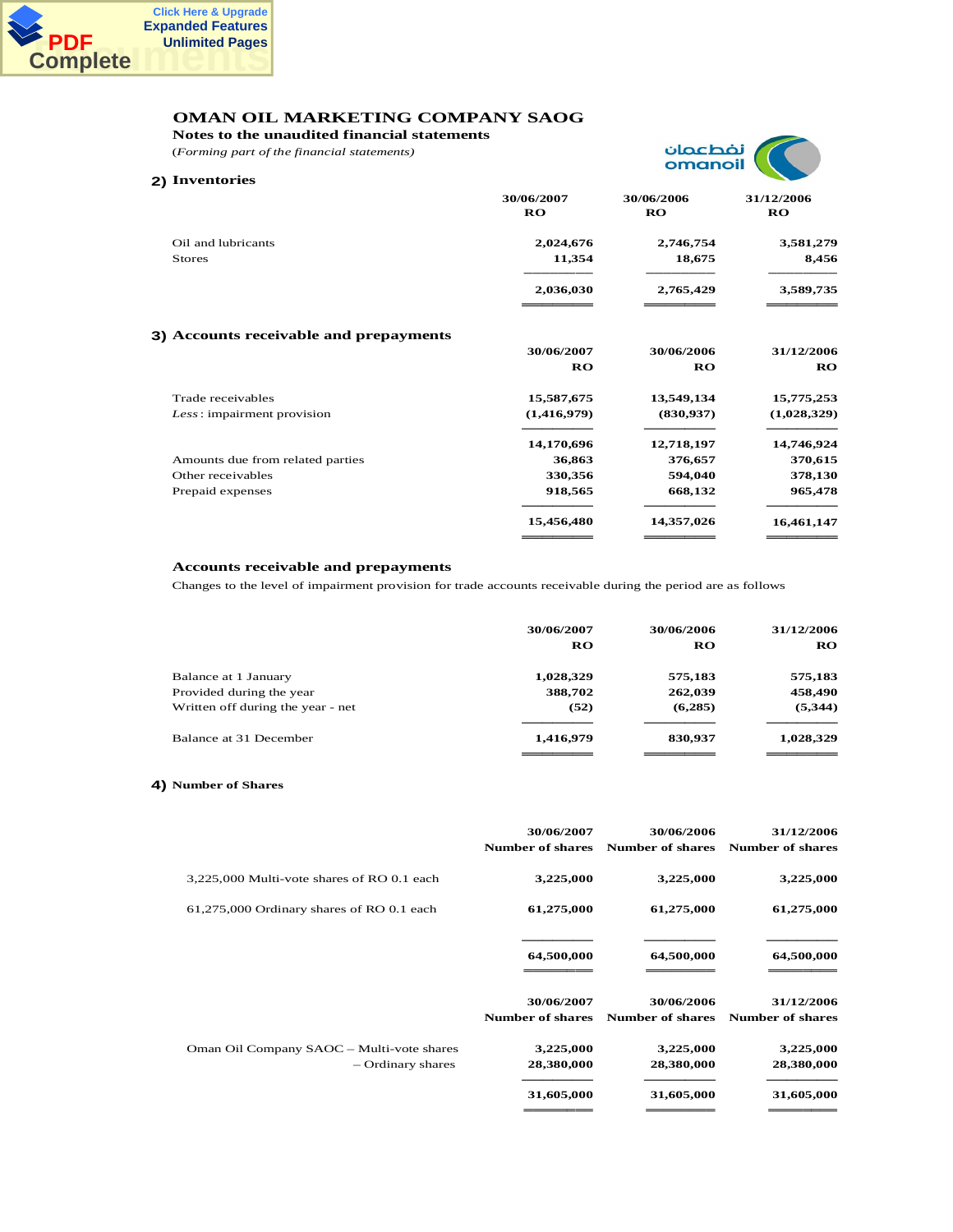# OMAN OIL MARKETING COMPANY SAOG

**Notes to the unaudited financial statements**

*(Forming part of the financial statements)*

## 2) Inventories

| | 30/06/2007 RO | 30/06/2006 RO | 31/12/2006 RO |
|---|---|---|---|
| Oil and lubricants | 2,024,676 | 2,746,754 | 3,581,279 |
| Stores | 11,354 | 18,675 | 8,456 |
| | **2,036,030** | **2,765,429** | **3,589,735** |

## 3) Accounts receivable and prepayments

| | 30/06/2007 RO | 30/06/2006 RO | 31/12/2006 RO |
|---|---|---|---|
| Trade receivables | 15,587,675 | 13,549,134 | 15,775,253 |
| *Less* : impairment provision | (1,416,979) | (830,937) | (1,028,329) |
| | 14,170,696 | 12,718,197 | 14,746,924 |
| Amounts due from related parties | 36,863 | 376,657 | 370,615 |
| Other receivables | 330,356 | 594,040 | 378,130 |
| Prepaid expenses | 918,565 | 668,132 | 965,478 |
| | **15,456,480** | **14,357,026** | **16,461,147** |

### Accounts receivable and prepayments

Changes to the level of impairment provision for trade accounts receivable during the period are as follows

| | 30/06/2007 RO | 30/06/2006 RO | 31/12/2006 RO |
|---|---|---|---|
| Balance at 1 January | 1,028,329 | 575,183 | 575,183 |
| Provided during the year | 388,702 | 262,039 | 458,490 |
| Written off during the year - net | (52) | (6,285) | (5,344) |
| Balance at 31 December | **1,416,979** | **830,937** | **1,028,329** |

## 4) Number of Shares

| | 30/06/2007 Number of shares | 30/06/2006 Number of shares | 31/12/2006 Number of shares |
|---|---|---|---|
| 3,225,000 Multi-vote shares of RO 0.1 each | 3,225,000 | 3,225,000 | 3,225,000 |
| 61,275,000 Ordinary shares of RO 0.1 each | 61,275,000 | 61,275,000 | 61,275,000 |
| | **64,500,000** | **64,500,000** | **64,500,000** |

| | 30/06/2007 Number of shares | 30/06/2006 Number of shares | 31/12/2006 Number of shares |
|---|---|---|---|
| Oman Oil Company SAOC – Multi-vote shares | 3,225,000 | 3,225,000 | 3,225,000 |
| – Ordinary shares | 28,380,000 | 28,380,000 | 28,380,000 |
| | **31,605,000** | **31,605,000** | **31,605,000** |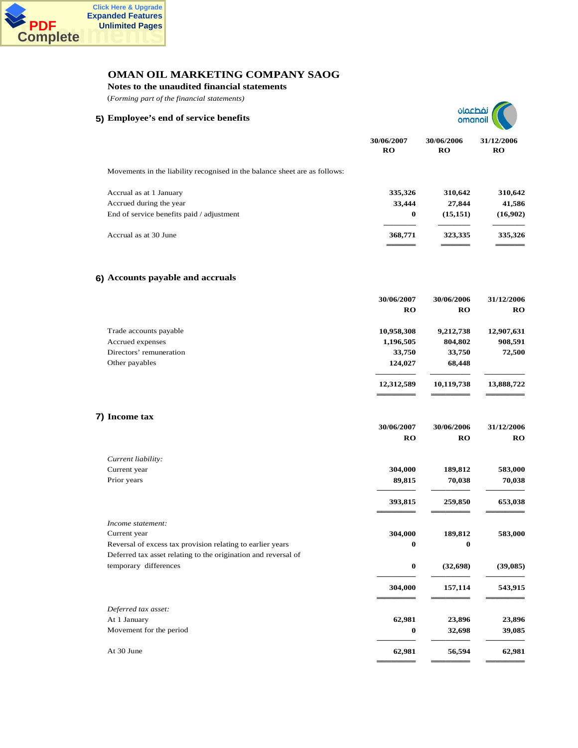# OMAN OIL MARKETING COMPANY SAOG

**Notes to the unaudited financial statements**

(*Forming part of the financial statements)*

## 5) Employee's end of service benefits

| | 30/06/2007 RO | 30/06/2006 RO | 31/12/2006 RO |
|---|---|---|---|
| Movements in the liability recognised in the balance sheet are as follows: | | | |
| Accrual as at 1 January | 335,326 | 310,642 | 310,642 |
| Accrued during the year | 33,444 | 27,844 | 41,586 |
| End of service benefits paid / adjustment | 0 | (15,151) | (16,902) |
| Accrual as at 30 June | 368,771 | 323,335 | 335,326 |

## 6) Accounts payable and accruals

| | 30/06/2007 RO | 30/06/2006 RO | 31/12/2006 RO |
|---|---|---|---|
| Trade accounts payable | 10,958,308 | 9,212,738 | 12,907,631 |
| Accrued expenses | 1,196,505 | 804,802 | 908,591 |
| Directors' remuneration | 33,750 | 33,750 | 72,500 |
| Other payables | 124,027 | 68,448 | |
| | 12,312,589 | 10,119,738 | 13,888,722 |

## 7) Income tax

| | 30/06/2007 RO | 30/06/2006 RO | 31/12/2006 RO |
|---|---|---|---|
| *Current liability:* | | | |
| Current year | 304,000 | 189,812 | 583,000 |
| Prior years | 89,815 | 70,038 | 70,038 |
| | 393,815 | 259,850 | 653,038 |
| *Income statement:* | | | |
| Current year | 304,000 | 189,812 | 583,000 |
| Reversal of excess tax provision relating to earlier years | 0 | 0 | |
| Deferred tax asset relating to the origination and reversal of temporary differences | 0 | (32,698) | (39,085) |
| | 304,000 | 157,114 | 543,915 |
| *Deferred tax asset:* | | | |
| At 1 January | 62,981 | 23,896 | 23,896 |
| Movement for the period | 0 | 32,698 | 39,085 |
| At 30 June | 62,981 | 56,594 | 62,981 |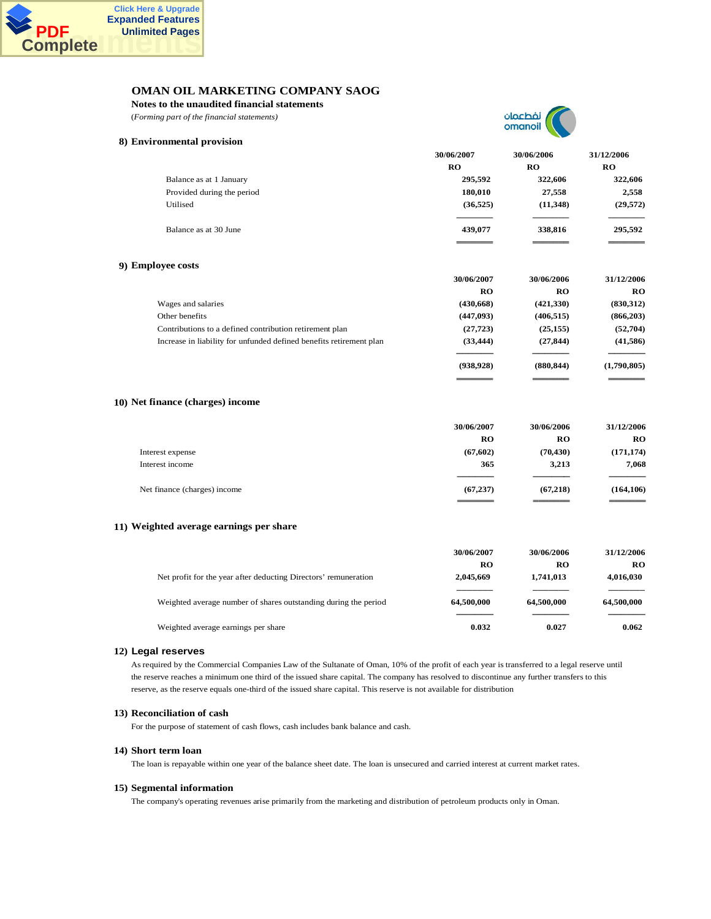# OMAN OIL MARKETING COMPANY SAOG

**Notes to the unaudited financial statements**

*(Forming part of the financial statements)*

## 8) Environmental provision

| | 30/06/2007 RO | 30/06/2006 RO | 31/12/2006 RO |
|---|---|---|---|
| Balance as at 1 January | 295,592 | 322,606 | 322,606 |
| Provided during the period | 180,010 | 27,558 | 2,558 |
| Utilised | (36,525) | (11,348) | (29,572) |
| Balance as at 30 June | 439,077 | 338,816 | 295,592 |

## 9) Employee costs

| | 30/06/2007 RO | 30/06/2006 RO | 31/12/2006 RO |
|---|---|---|---|
| Wages and salaries | (430,668) | (421,330) | (830,312) |
| Other benefits | (447,093) | (406,515) | (866,203) |
| Contributions to a defined contribution retirement plan | (27,723) | (25,155) | (52,704) |
| Increase in liability for unfunded defined benefits retirement plan | (33,444) | (27,844) | (41,586) |
| | (938,928) | (880,844) | (1,790,805) |

## 10) Net finance (charges) income

| | 30/06/2007 RO | 30/06/2006 RO | 31/12/2006 RO |
|---|---|---|---|
| Interest expense | (67,602) | (70,430) | (171,174) |
| Interest income | 365 | 3,213 | 7,068 |
| Net finance (charges) income | (67,237) | (67,218) | (164,106) |

## 11) Weighted average earnings per share

| | 30/06/2007 RO | 30/06/2006 RO | 31/12/2006 RO |
|---|---|---|---|
| Net profit for the year after deducting Directors' remuneration | 2,045,669 | 1,741,013 | 4,016,030 |
| Weighted average number of shares outstanding during the period | 64,500,000 | 64,500,000 | 64,500,000 |
| Weighted average earnings per share | 0.032 | 0.027 | 0.062 |

## 12) Legal reserves

As required by the Commercial Companies Law of the Sultanate of Oman, 10% of the profit of each year is transferred to a legal reserve until the reserve reaches a minimum one third of the issued share capital. The company has resolved to discontinue any further transfers to this reserve, as the reserve equals one-third of the issued share capital. This reserve is not available for distribution

## 13) Reconciliation of cash

For the purpose of statement of cash flows, cash includes bank balance and cash.

## 14) Short term loan

The loan is repayable within one year of the balance sheet date. The loan is unsecured and carried interest at current market rates.

## 15) Segmental information

The company's operating revenues arise primarily from the marketing and distribution of petroleum products only in Oman.